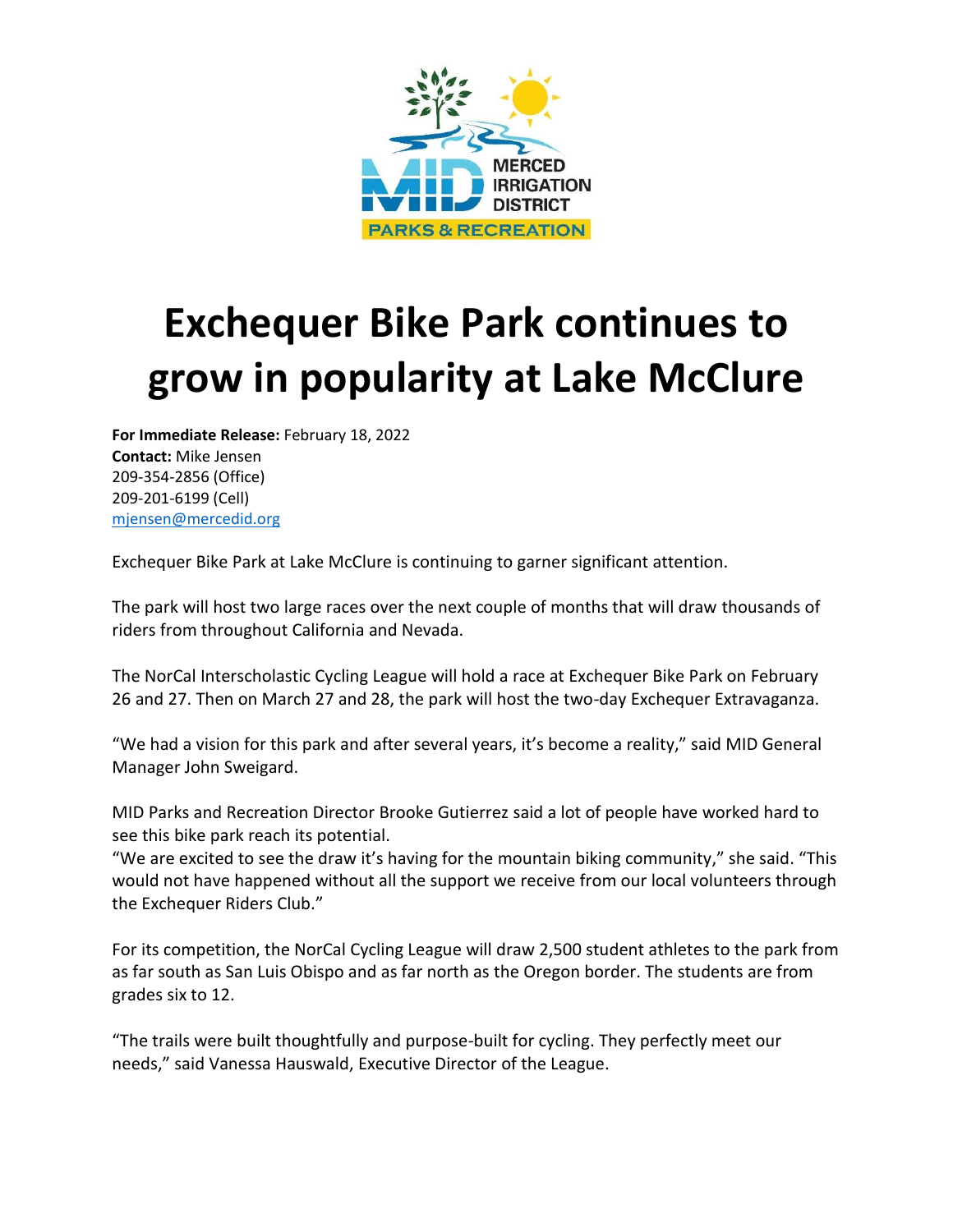# Exchequer Bike Park continues to grow in popularity at Lake McClure

**For Immediate Release:** February 18, 2022
**Contact:** Mike Jensen
209-354-2856 (Office)
209-201-6199 (Cell)
mjensen@mercedid.org

Exchequer Bike Park at Lake McClure is continuing to garner significant attention.

The park will host two large races over the next couple of months that will draw thousands of riders from throughout California and Nevada.

The NorCal Interscholastic Cycling League will hold a race at Exchequer Bike Park on February 26 and 27. Then on March 27 and 28, the park will host the two-day Exchequer Extravaganza.

"We had a vision for this park and after several years, it's become a reality," said MID General Manager John Sweigard.

MID Parks and Recreation Director Brooke Gutierrez said a lot of people have worked hard to see this bike park reach its potential.
"We are excited to see the draw it's having for the mountain biking community," she said. "This would not have happened without all the support we receive from our local volunteers through the Exchequer Riders Club."

For its competition, the NorCal Cycling League will draw 2,500 student athletes to the park from as far south as San Luis Obispo and as far north as the Oregon border. The students are from grades six to 12.

"The trails were built thoughtfully and purpose-built for cycling. They perfectly meet our needs," said Vanessa Hauswald, Executive Director of the League.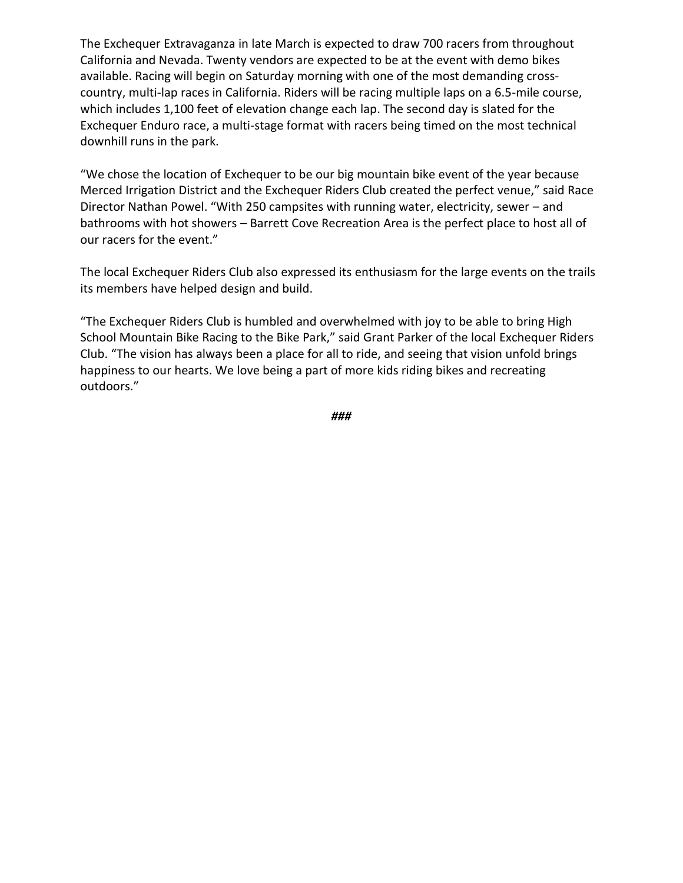The Exchequer Extravaganza in late March is expected to draw 700 racers from throughout California and Nevada. Twenty vendors are expected to be at the event with demo bikes available. Racing will begin on Saturday morning with one of the most demanding cross-country, multi-lap races in California. Riders will be racing multiple laps on a 6.5-mile course, which includes 1,100 feet of elevation change each lap. The second day is slated for the Exchequer Enduro race, a multi-stage format with racers being timed on the most technical downhill runs in the park.

"We chose the location of Exchequer to be our big mountain bike event of the year because Merced Irrigation District and the Exchequer Riders Club created the perfect venue," said Race Director Nathan Powel. "With 250 campsites with running water, electricity, sewer – and bathrooms with hot showers – Barrett Cove Recreation Area is the perfect place to host all of our racers for the event."

The local Exchequer Riders Club also expressed its enthusiasm for the large events on the trails its members have helped design and build.

"The Exchequer Riders Club is humbled and overwhelmed with joy to be able to bring High School Mountain Bike Racing to the Bike Park," said Grant Parker of the local Exchequer Riders Club. "The vision has always been a place for all to ride, and seeing that vision unfold brings happiness to our hearts. We love being a part of more kids riding bikes and recreating outdoors."

***###***